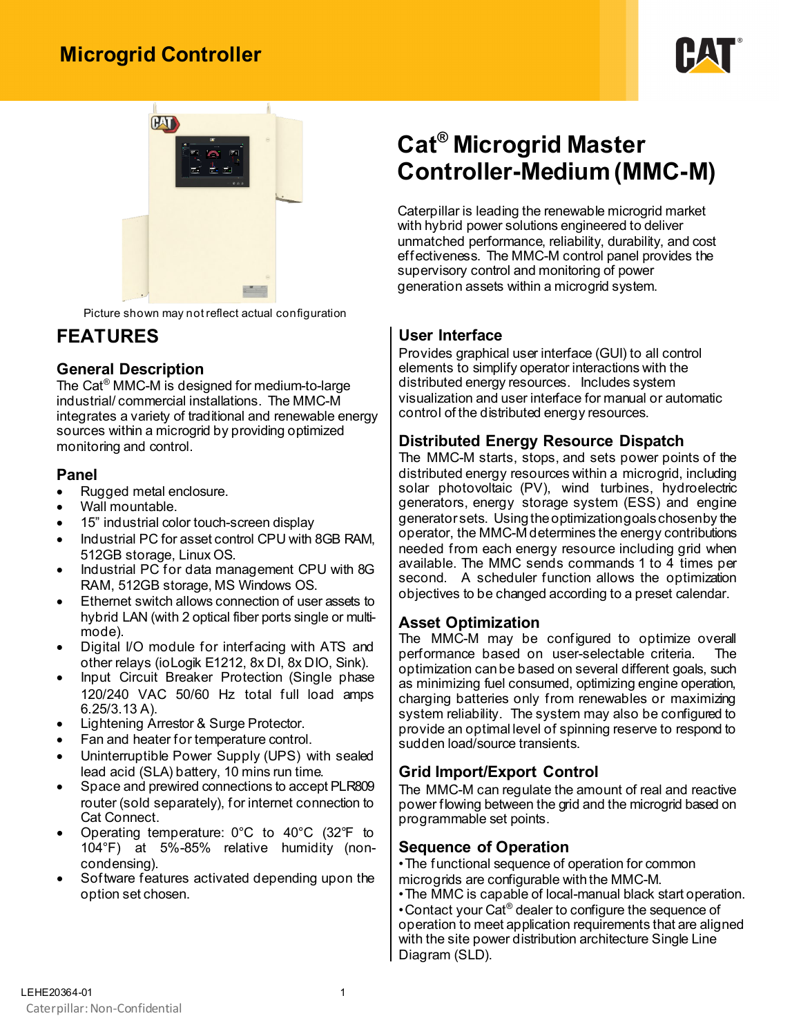# Microgrid Controller

Picture shown may not reflect actual configuration

# Cat® Microgrid Master Controller-Medium (MMC-M)

Caterpillar is leading the renewable microgrid market with hybrid power solutions engineered to deliver unmatched performance, reliability, durability, and cost effectiveness. The MMC-M control panel provides the supervisory control and monitoring of power generation assets within a microgrid system.

## FEATURES

### General Description

The Cat® MMC-M is designed for medium-to-large industrial/ commercial installations. The MMC-M integrates a variety of traditional and renewable energy sources within a microgrid by providing optimized monitoring and control.

### Panel

- Rugged metal enclosure.
- Wall mountable.
- 15" industrial color touch-screen display
- Industrial PC for asset control CPU with 8GB RAM, 512GB storage, Linux OS.
- Industrial PC for data management CPU with 8G RAM, 512GB storage, MS Windows OS.
- Ethernet switch allows connection of user assets to hybrid LAN (with 2 optical fiber ports single or multi-mode).
- Digital I/O module for interfacing with ATS and other relays (ioLogik E1212, 8x DI, 8x DIO, Sink).
- Input Circuit Breaker Protection (Single phase 120/240 VAC 50/60 Hz total full load amps 6.25/3.13 A).
- Lightening Arrestor & Surge Protector.
- Fan and heater for temperature control.
- Uninterruptible Power Supply (UPS) with sealed lead acid (SLA) battery, 10 mins run time.
- Space and prewired connections to accept PLR809 router (sold separately), for internet connection to Cat Connect.
- Operating temperature: 0°C to 40°C (32°F to 104°F) at 5%-85% relative humidity (non-condensing).
- Software features activated depending upon the option set chosen.

### User Interface

Provides graphical user interface (GUI) to all control elements to simplify operator interactions with the distributed energy resources. Includes system visualization and user interface for manual or automatic control of the distributed energy resources.

### Distributed Energy Resource Dispatch

The MMC-M starts, stops, and sets power points of the distributed energy resources within a microgrid, including solar photovoltaic (PV), wind turbines, hydroelectric generators, energy storage system (ESS) and engine generator sets. Using the optimization goals chosen by the operator, the MMC-M determines the energy contributions needed from each energy resource including grid when available. The MMC sends commands 1 to 4 times per second. A scheduler function allows the optimization objectives to be changed according to a preset calendar.

### Asset Optimization

The MMC-M may be configured to optimize overall performance based on user-selectable criteria. The optimization can be based on several different goals, such as minimizing fuel consumed, optimizing engine operation, charging batteries only from renewables or maximizing system reliability. The system may also be configured to provide an optimal level of spinning reserve to respond to sudden load/source transients.

### Grid Import/Export Control

The MMC-M can regulate the amount of real and reactive power flowing between the grid and the microgrid based on programmable set points.

### Sequence of Operation

- The functional sequence of operation for common microgrids are configurable with the MMC-M.
- The MMC is capable of local-manual black start operation.
- Contact your Cat® dealer to configure the sequence of operation to meet application requirements that are aligned with the site power distribution architecture Single Line Diagram (SLD).

LEHE20364-01

Caterpillar: Non-Confidential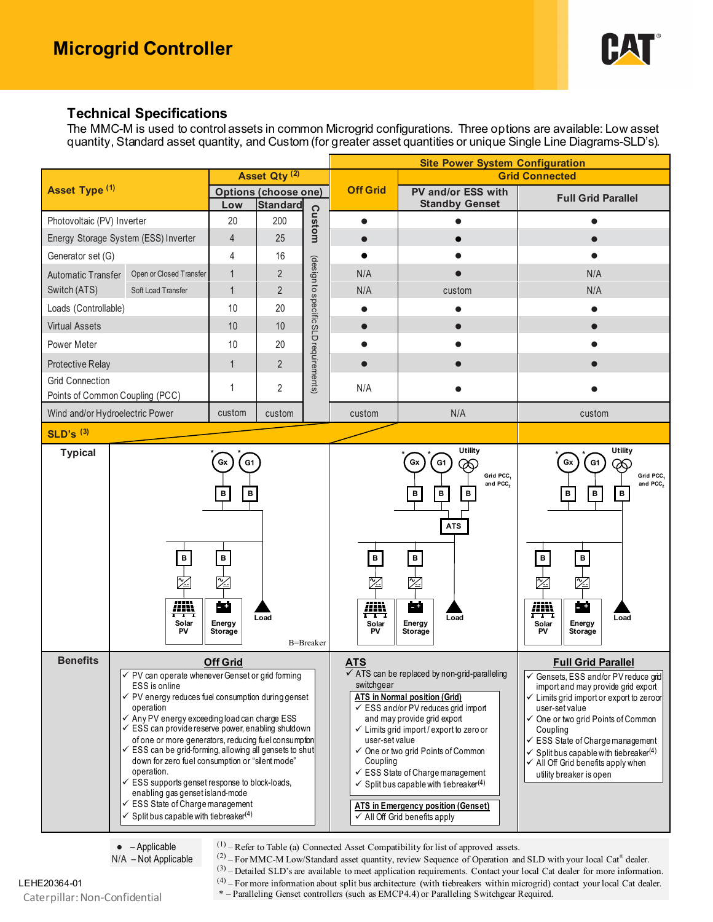# Microgrid Controller

## Technical Specifications

The MMC-M is used to control assets in common Microgrid configurations. Three options are available: Low asset quantity, Standard asset quantity, and Custom (for greater asset quantities or unique Single Line Diagrams-SLD's).

| Asset Type [(1)] | | Asset Qty [(2)] Options (choose one) Low | Standard | Custom | Site Power System Configuration: Off Grid | Grid Connected: PV and/or ESS with Standby Genset | Grid Connected: Full Grid Parallel |
|---|---|---|---|---|---|---|---|
| Photovoltaic (PV) Inverter | | 20 | 200 | (design to specific SLD requirements) | ● | ● | ● |
| Energy Storage System (ESS) Inverter | | 4 | 25 | | ● | ● | ● |
| Generator set (G) | | 4 | 16 | | ● | ● | ● |
| Automatic Transfer Switch (ATS) | Open or Closed Transfer | 1 | 2 | | N/A | ● | N/A |
| | Soft Load Transfer | 1 | 2 | | N/A | custom | N/A |
| Loads (Controllable) | | 10 | 20 | | ● | ● | ● |
| Virtual Assets | | 10 | 10 | | ● | ● | ● |
| Power Meter | | 10 | 20 | | ● | ● | ● |
| Protective Relay | | 1 | 2 | | ● | ● | ● |
| Grid Connection Points of Common Coupling (PCC) | | 1 | 2 | | N/A | ● | ● |
| Wind and/or Hydroelectric Power | | custom | custom | | custom | N/A | custom |

**SLD's [(3)]**

**Typical**

Off Grid SLD: Gx*, G1*, B, B, B, B, Solar PV, Energy Storage, Load. B=Breaker

PV and/or ESS with Standby Genset SLD: Gx*, G1*, Utility, Grid $PCC_1$ and $PCC_2$, B, B, B, ATS, B, B, Solar PV, Energy Storage, Load

Full Grid Parallel SLD: Gx*, G1*, Utility, Grid $PCC_1$ and $PCC_2$, B, B, B, B, B, Solar PV, Energy Storage, Load

**Benefits**

**Off Grid**

- ✓ PV can operate whenever Genset or grid forming ESS is online
- ✓ PV energy reduces fuel consumption during genset operation
- ✓ Any PV energy exceeding load can charge ESS
- ✓ ESS can provide reserve power, enabling shutdown of one or more generators, reducing fuel consumption
- ✓ ESS can be grid-forming, allowing all gensets to shut down for zero fuel consumption or "silent mode" operation.
- ✓ ESS supports genset response to block-loads, enabling gas genset island-mode
- ✓ ESS State of Charge management
- ✓ Split bus capable with tiebreaker[(4)]

**ATS**

- ✓ ATS can be replaced by non-grid-paralleling switchgear

**ATS in Normal position (Grid)**

- ✓ ESS and/or PV reduces grid import and may provide grid export
- ✓ Limits grid import / export to zero or user-set value
- ✓ One or two grid Points of Common Coupling
- ✓ ESS State of Charge management
- ✓ Split bus capable with tiebreaker[(4)]

**ATS in Emergency position (Genset)**

- ✓ All Off Grid benefits apply

**Full Grid Parallel**

- ✓ Gensets, ESS and/or PV reduce grid import and may provide grid export
- ✓ Limits grid import or export to zero or user-set value
- ✓ One or two grid Points of Common Coupling
- ✓ ESS State of Charge management
- ✓ Split bus capable with tiebreaker[(4)]
- ✓ All Off Grid benefits apply when utility breaker is open

● – Applicable
N/A – Not Applicable

(1) – Refer to Table (a) Connected Asset Compatibility for list of approved assets.
(2) – For MMC-M Low/Standard asset quantity, review Sequence of Operation and SLD with your local Cat® dealer.
(3) – Detailed SLD's are available to meet application requirements. Contact your local Cat dealer for more information.
(4) – For more information about split bus architecture (with tiebreakers within microgrid) contact your local Cat dealer.
* – Paralleling Genset controllers (such as EMCP4.4) or Paralleling Switchgear Required.

LEHE20364-01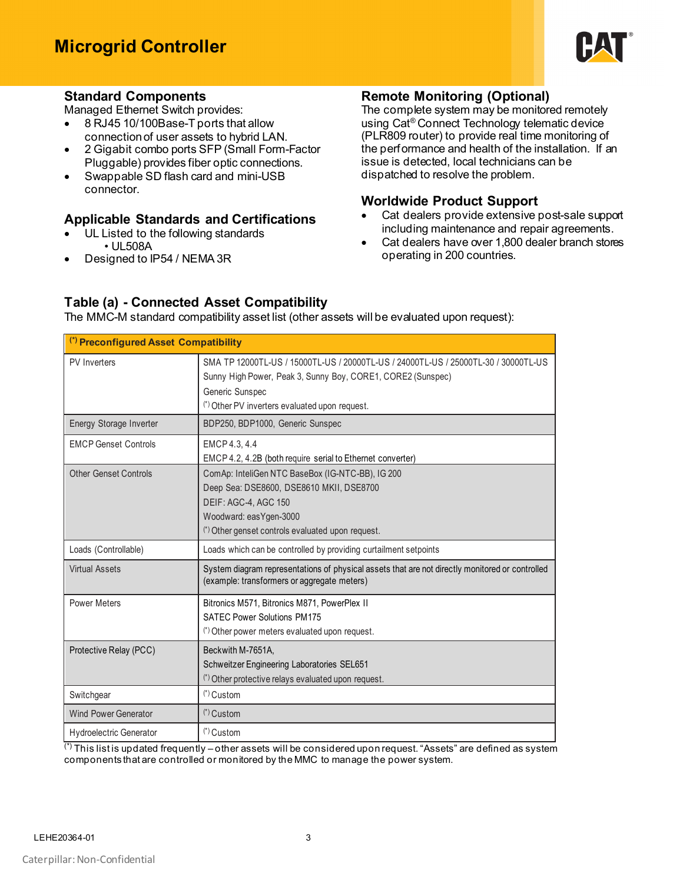# Microgrid Controller

## Standard Components

Managed Ethernet Switch provides:

- 8 RJ45 10/100Base-T ports that allow connection of user assets to hybrid LAN.
- 2 Gigabit combo ports SFP (Small Form-Factor Pluggable) provides fiber optic connections.
- Swappable SD flash card and mini-USB connector.

## Applicable Standards and Certifications

- UL Listed to the following standards
  - UL508A
- Designed to IP54 / NEMA 3R

## Remote Monitoring (Optional)

The complete system may be monitored remotely using Cat® Connect Technology telematic device (PLR809 router) to provide real time monitoring of the performance and health of the installation. If an issue is detected, local technicians can be dispatched to resolve the problem.

## Worldwide Product Support

- Cat dealers provide extensive post-sale support including maintenance and repair agreements.
- Cat dealers have over 1,800 dealer branch stores operating in 200 countries.

## Table (a) - Connected Asset Compatibility

The MMC-M standard compatibility asset list (other assets will be evaluated upon request):

| (*) Preconfigured Asset Compatibility | |
|---|---|
| PV Inverters | SMA TP 12000TL-US / 15000TL-US / 20000TL-US / 24000TL-US / 25000TL-30 / 30000TL-US<br>Sunny High Power, Peak 3, Sunny Boy, CORE1, CORE2 (Sunspec)<br>Generic Sunspec<br>(*) Other PV inverters evaluated upon request. |
| Energy Storage Inverter | BDP250, BDP1000, Generic Sunspec |
| EMCP Genset Controls | EMCP 4.3, 4.4<br>EMCP 4.2, 4.2B (both require serial to Ethernet converter) |
| Other Genset Controls | ComAp: InteliGen NTC BaseBox (IG-NTC-BB), IG 200<br>Deep Sea: DSE8600, DSE8610 MKII, DSE8700<br>DEIF: AGC-4, AGC 150<br>Woodward: easYgen-3000<br>(*) Other genset controls evaluated upon request. |
| Loads (Controllable) | Loads which can be controlled by providing curtailment setpoints |
| Virtual Assets | System diagram representations of physical assets that are not directly monitored or controlled (example: transformers or aggregate meters) |
| Power Meters | Bitronics M571, Bitronics M871, PowerPlex II<br>SATEC Power Solutions PM175<br>(*) Other power meters evaluated upon request. |
| Protective Relay (PCC) | Beckwith M-7651A,<br>Schweitzer Engineering Laboratories SEL651<br>(*) Other protective relays evaluated upon request. |
| Switchgear | (*) Custom |
| Wind Power Generator | (*) Custom |
| Hydroelectric Generator | (*) Custom |

(*) This list is updated frequently – other assets will be considered upon request. "Assets" are defined as system components that are controlled or monitored by the MMC to manage the power system.

LEHE20364-01

Caterpillar: Non-Confidential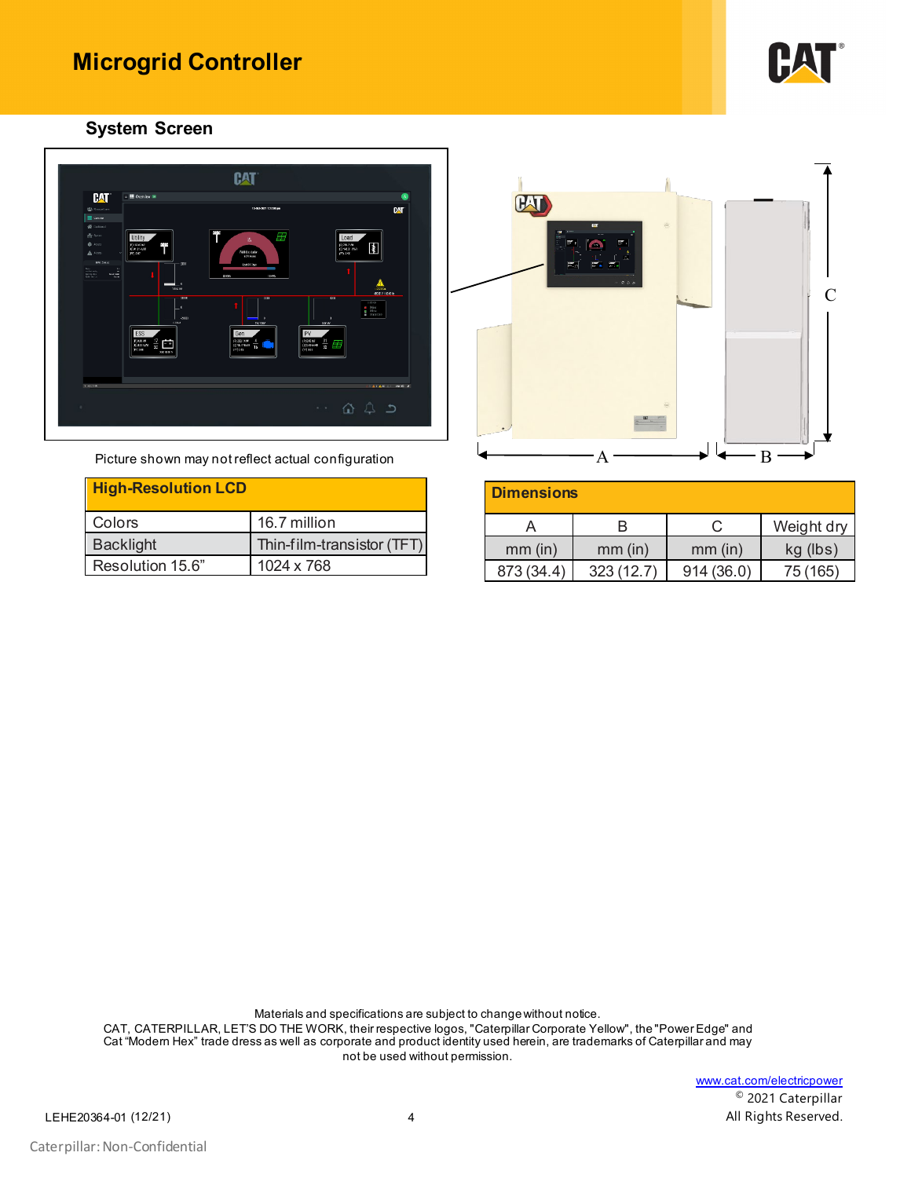# Microgrid Controller

### System Screen

Picture shown may not reflect actual configuration

| High-Resolution LCD | |
|---|---|
| Colors | 16.7 million |
| Backlight | Thin-film-transistor (TFT) |
| Resolution 15.6" | 1024 x 768 |

**Dimensions**

| A | B | C | Weight dry |
|---|---|---|---|
| mm (in) | mm (in) | mm (in) | kg (lbs) |
| 873 (34.4) | 323 (12.7) | 914 (36.0) | 75 (165) |

Materials and specifications are subject to change without notice.
CAT, CATERPILLAR, LET'S DO THE WORK, their respective logos, "Caterpillar Corporate Yellow", the "Power Edge" and Cat "Modern Hex" trade dress as well as corporate and product identity used herein, are trademarks of Caterpillar and may not be used without permission.

www.cat.com/electricpower
© 2021 Caterpillar
All Rights Reserved.

LEHE20364-01 (12/21)

Caterpillar: Non-Confidential